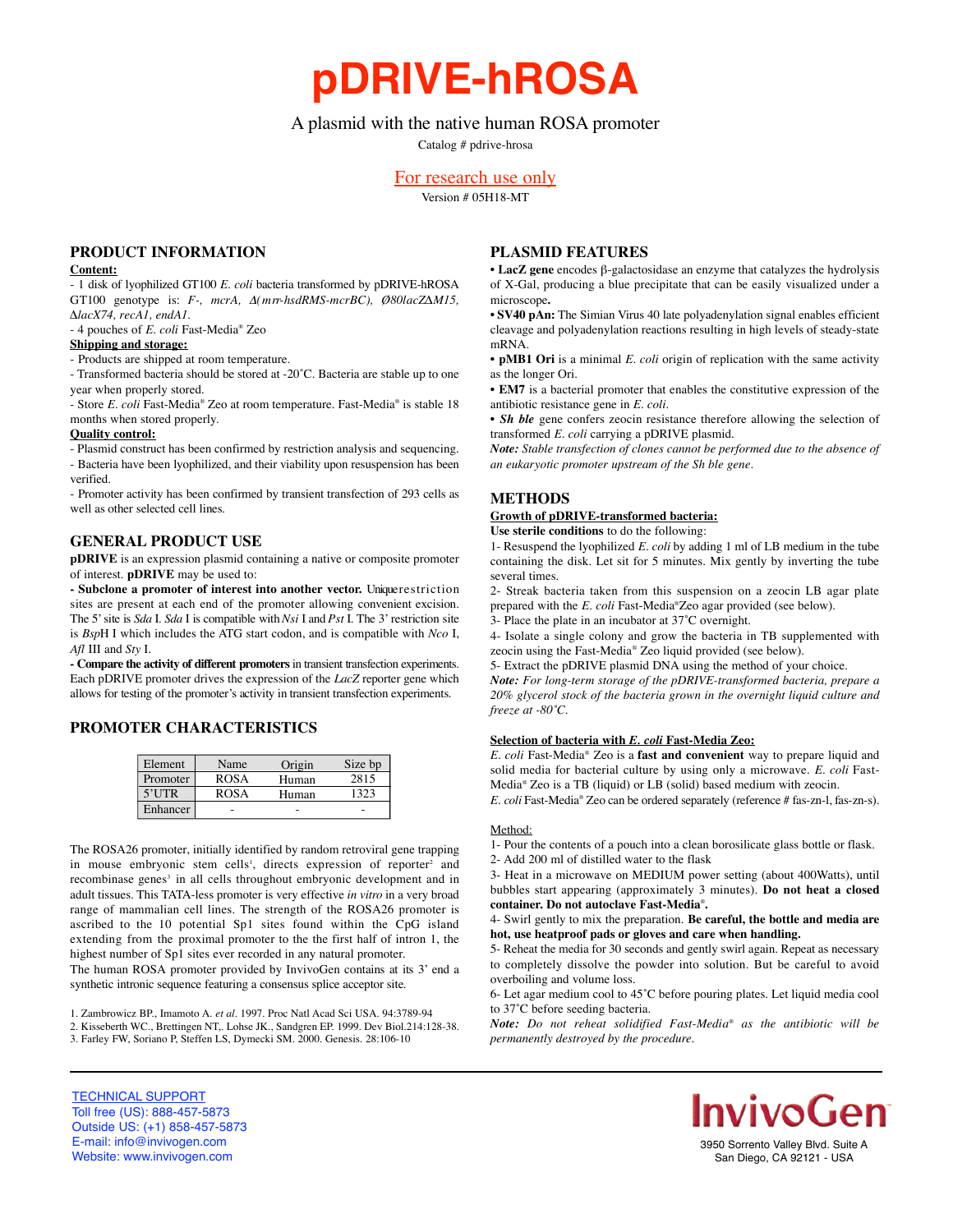# pDRIVE-hROSA

A plasmid with the native human ROSA promoter

Catalog # pdrive-hrosa

For research use only

Version # 05H18-MT

## PRODUCT INFORMATION

**Content:**

- 1 disk of lyophilized GT100 *E. coli* bacteria transformed by pDRIVE-hROSA GT100 genotype is: *F-, mcrA, Δ(mrr-hsdRMS-mcrBC), Ø80lacZΔM15, ΔlacX74, recA1, endA1*.
- 4 pouches of *E. coli* Fast-Media® Zeo

**Shipping and storage:**

- Products are shipped at room temperature.
- Transformed bacteria should be stored at -20˚C. Bacteria are stable up to one year when properly stored.
- Store *E. coli* Fast-Media® Zeo at room temperature. Fast-Media® is stable 18 months when stored properly.

**Quality control:**

- Plasmid construct has been confirmed by restriction analysis and sequencing.
- Bacteria have been lyophilized, and their viability upon resuspension has been verified.
- Promoter activity has been confirmed by transient transfection of 293 cells as well as other selected cell lines.

## GENERAL PRODUCT USE

**pDRIVE** is an expression plasmid containing a native or composite promoter of interest. **pDRIVE** may be used to:

**- Subclone a promoter of interest into another vector.** Unique restriction sites are present at each end of the promoter allowing convenient excision. The 5' site is *Sda* I. *Sda* I is compatible with *Nsi* I and *Pst* I. The 3' restriction site is *Bsp*H I which includes the ATG start codon, and is compatible with *Nco* I, *Afl* III and *Sty* I.

**- Compare the activity of different promoters** in transient transfection experiments. Each pDRIVE promoter drives the expression of the *LacZ* reporter gene which allows for testing of the promoter's activity in transient transfection experiments.

## PROMOTER CHARACTERISTICS

| Element | Name | Origin | Size bp |
|---|---|---|---|
| Promoter | ROSA | Human | 2815 |
| 5'UTR | ROSA | Human | 1323 |
| Enhancer | - | - | - |

The ROSA26 promoter, initially identified by random retroviral gene trapping in mouse embryonic stem cells[1], directs expression of reporter[2] and recombinase genes[3] in all cells throughout embryonic development and in adult tissues. This TATA-less promoter is very effective *in vitro* in a very broad range of mammalian cell lines. The strength of the ROSA26 promoter is ascribed to the 10 potential Sp1 sites found within the CpG island extending from the proximal promoter to the first half of intron 1, the highest number of Sp1 sites ever recorded in any natural promoter.

The human ROSA promoter provided by InvivoGen contains at its 3' end a synthetic intronic sequence featuring a consensus splice acceptor site.

1. Zambrowicz BP., Imamoto A. *et al*. 1997. Proc Natl Acad Sci USA. 94:3789-94
2. Kisseberth WC., Brettingen NT,. Lohse JK., Sandgren EP. 1999. Dev Biol.214:128-38.
3. Farley FW, Soriano P, Steffen LS, Dymecki SM. 2000. Genesis. 28:106-10

## PLASMID FEATURES

- **LacZ gene** encodes β-galactosidase an enzyme that catalyzes the hydrolysis of X-Gal, producing a blue precipitate that can be easily visualized under a microscope**.**
- **SV40 pAn:** The Simian Virus 40 late polyadenylation signal enables efficient cleavage and polyadenylation reactions resulting in high levels of steady-state mRNA.
- **pMB1 Ori** is a minimal *E. coli* origin of replication with the same activity as the longer Ori.
- **EM7** is a bacterial promoter that enables the constitutive expression of the antibiotic resistance gene in *E. coli*.
- ***Sh ble*** gene confers zeocin resistance therefore allowing the selection of transformed *E. coli* carrying a pDRIVE plasmid.

***Note:*** *Stable transfection of clones cannot be performed due to the absence of an eukaryotic promoter upstream of the Sh ble gene.*

## METHODS

**Growth of pDRIVE-transformed bacteria:**

**Use sterile conditions** to do the following:

1- Resuspend the lyophilized *E. coli* by adding 1 ml of LB medium in the tube containing the disk. Let sit for 5 minutes. Mix gently by inverting the tube several times.

2- Streak bacteria taken from this suspension on a zeocin LB agar plate prepared with the *E. coli* Fast-Media®Zeo agar provided (see below).

3- Place the plate in an incubator at 37˚C overnight.

4- Isolate a single colony and grow the bacteria in TB supplemented with zeocin using the Fast-Media® Zeo liquid provided (see below).

5- Extract the pDRIVE plasmid DNA using the method of your choice.

***Note:*** *For long-term storage of the pDRIVE-transformed bacteria, prepare a 20% glycerol stock of the bacteria grown in the overnight liquid culture and freeze at -80˚C.*

**Selection of bacteria with *E. coli* Fast-Media Zeo:**

*E. coli* Fast-Media® Zeo is a **fast and convenient** way to prepare liquid and solid media for bacterial culture by using only a microwave. *E. coli* Fast-Media® Zeo is a TB (liquid) or LB (solid) based medium with zeocin.

*E. coli* Fast-Media® Zeo can be ordered separately (reference # fas-zn-l, fas-zn-s).

Method:

1- Pour the contents of a pouch into a clean borosilicate glass bottle or flask.

2- Add 200 ml of distilled water to the flask

3- Heat in a microwave on MEDIUM power setting (about 400Watts), until bubbles start appearing (approximately 3 minutes). **Do not heat a closed container. Do not autoclave Fast-Media®.**

4- Swirl gently to mix the preparation. **Be careful, the bottle and media are hot, use heatproof pads or gloves and care when handling.**

5- Reheat the media for 30 seconds and gently swirl again. Repeat as necessary to completely dissolve the powder into solution. But be careful to avoid overboiling and volume loss.

6- Let agar medium cool to 45˚C before pouring plates. Let liquid media cool to 37˚C before seeding bacteria.

***Note:*** *Do not reheat solidified Fast-Media® as the antibiotic will be permanently destroyed by the procedure.*

TECHNICAL SUPPORT
Toll free (US): 888-457-5873
Outside US: (+1) 858-457-5873
E-mail: info@invivogen.com
Website: www.invivogen.com

InvivoGen
3950 Sorrento Valley Blvd. Suite A
San Diego, CA 92121 - USA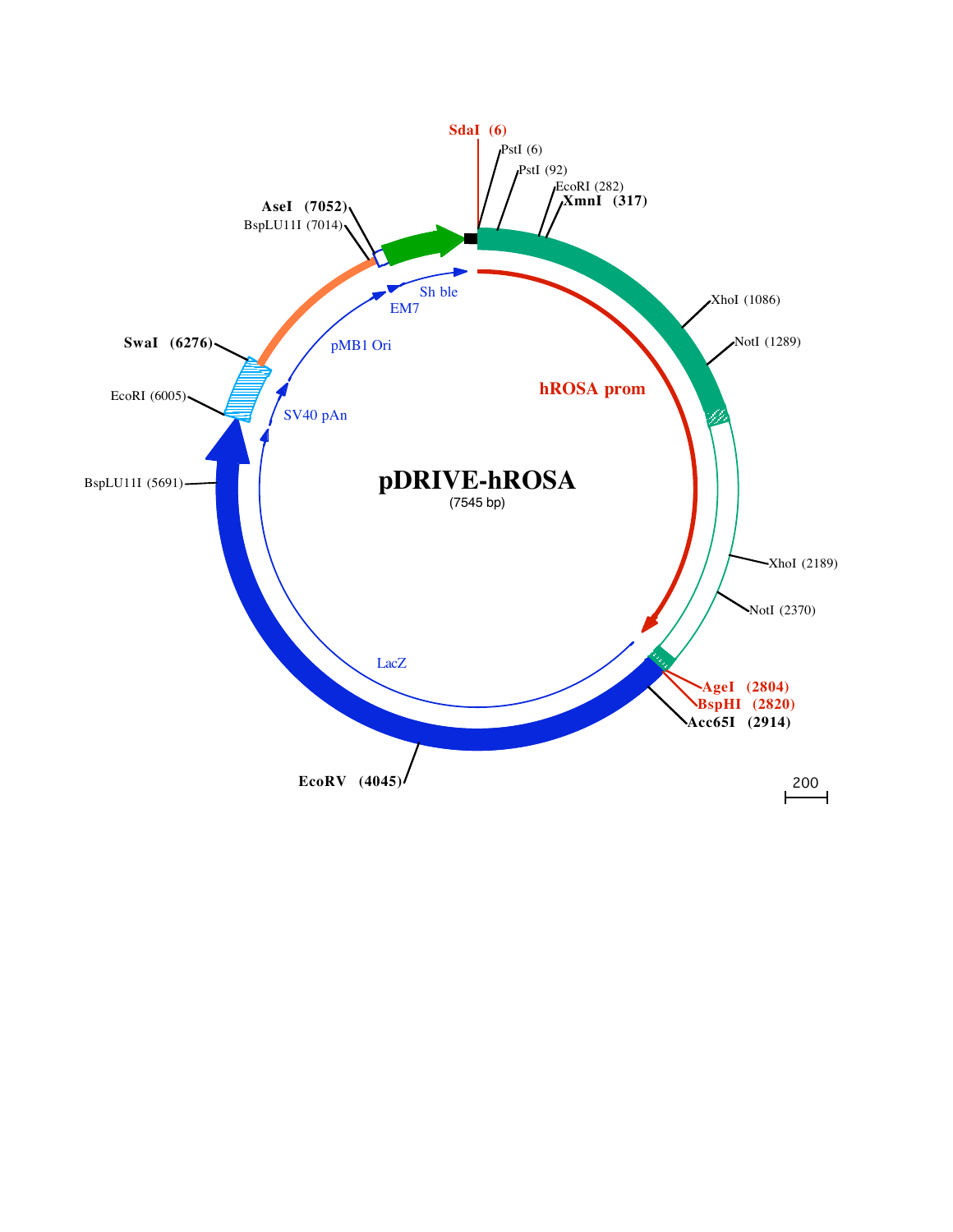pDRIVE-hROSA

(7545 bp)

SdaI (6)

PstI (6)

PstI (92)

EcoRI (282)

XmnI (317)

XhoI (1086)

NotI (1289)

hROSA prom

XhoI (2189)

NotI (2370)

AgeI (2804)

BspHI (2820)

Acc65I (2914)

EcoRV (4045)

LacZ

BspLU11I (5691)

EcoRI (6005)

SV40 pAn

SwaI (6276)

pMB1 Ori

EM7

Sh ble

BspLU11I (7014)

AseI (7052)

200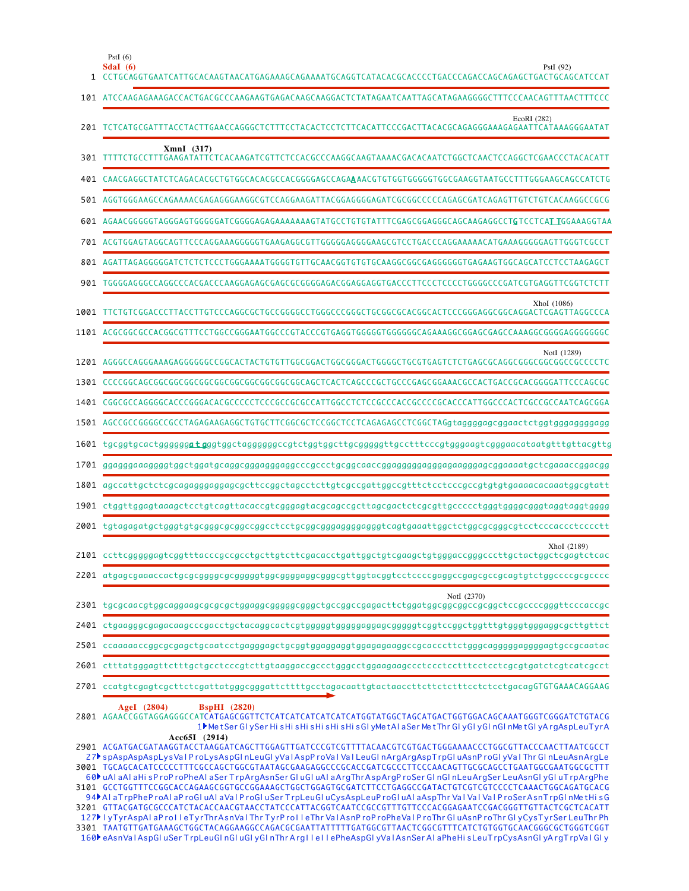```
                                                                                                                       
       PstI (6)
       SdaI (6)                                                                                                PstI (92)
   1 CCTGCAGGTGAATCATTGCACAAGTAACATGAGAAAGCAGAAAATGCAGGTCATACACGCACCCCTGACCCAGACCAGCAGAGCTGACTGCAGCATCCAT

 101 ATCCAAGAGAAAGACCACTGACGCCCAAGAAGTGAGACAAGCAAGGACTCTATAGAATCAATTAGCATAGAAGGGGCTTTCCCAACAGTTTAACTTTCCC

                                                                                                   EcoRI (282)
 201 TCTCATGCGATTTACCTACTTGAACCAGGGCTCTTTCCTACACTCCTCTTCACATTCCCGACTTACACGCAGAGGGAAAGAGAATTCATAAAGGGAATAT

                XmnI (317)
 301 TTTTCTGCCTTTGAAGATATTCTCACAAGATCGTTCTCCACGCCCAAGGCAAGTAAAACGACACAATCTGGCTCAACTCCAGGCTCGAACCCTACACATT

 401 CAACGAGGCTATCTCAGACACGCTGTGGCACACGCCACGGGGAGCCAGAAAACGTGTGGTGGGGTGGCGAAGGTAATGCCTTTGGGAAGCAGCCATCTG

 501 AGGTGGGAAGCCAGAAAACGAGAGGGAAGGCGTCCAGGAAGATTACGGAGGGGAGATCGCGGCCCCCAGAGCGATCAGAGTTGTCTGTCACAAGGCCGCG

 601 AGAACGGGGGTAGGGAGTGGGGGATCGGGGAGAGAAAAAAAGTATGCCTGTGTATTTCGAGCGGAGGGCAGCAAGAGGCCTGTCCTCATTGGAAAGGTAA

 701 ACGTGGAGTAGGCAGTTCCCAGGAAAGGGGGTGAAGAGGCGTTGGGGGAGGGGAAGCGTCCTGACCCAGGAAAAACATGAAAGGGGGAGTTGGGTCGCCT

 801 AGATTAGAGGGGGATCTCTCTCCCTGGGAAAATGGGGTGTTGCAACGGTGTGTGCAAGGCGGCGAGGGGGGTGAGAAGTGGCAGCATCCTCCTAAGAGCT

 901 TGGGGAGGGCCAGGCCCACGACCCAAGGAGAGCGAGCGCGGGGAGACGGAGGAGGTGACCCTTCCCTCCCCTGGGGCCCGATCGTGAGGTTCGGTCTCTT

                                                                                                       XhoI (1086)
1001 TTCTGTCGGACCCTTACCTTGTCCCAGGCGCTGCCGGGGCCTGGGCCCGGGCTGCGGCGCACGGCACTCCCGGGAGGCGGCAGGACTCGAGTTAGGCCCA

1101 ACGCGGCGCCACGGCGTTTCCTGGCCGGGAATGGCCCGTACCCGTGAGGTGGGGGTGGGGGGCAGAAAGGCGGAGCGAGCCAAAGGCGGGGAGGGGGGGC

                                                                                                        NotI (1289)
1201 AGGGCCAGGGAAAGAGGGGGGCCGGCACTACTGTGTTGGCGGACTGGCGGGACTGGGGCTGCGTGAGTCTCTGAGCGCAGGCGGGCGGCGGCCGCCCCTC

1301 CCCCGGCAGCGGCGGCGGCGGCGGCGGCGGCGGCGGCAGCTCACTCAGCCCGCTGCCCGAGCGGAAACGCCACTGACCGCACGGGGATTCCCAGCGC

1401 CGGCGCCAGGGGCACCCGGGACACGCCCCCTCCCGCCGCGCCATTGGCCTCTCCGCCCACCGCCCCGCACCCATTGGCCCACTCGCCGCCAATCAGCGGA

1501 AGCCGCCGGGGCCGCCTAGAGAAGAGGCTGTGCTTCGGCGCTCCGGCTCCTCAGAGAGCCTCGGCTAGgtaggggagcggaactctggtgggaggggagg

1601 tgcggtgcactggggggatgggtggctaggggggccgtctggtggcttgcgggggttgcctttcccgtgggaagtcgggaacataatgtttgttacgttg

1701 ggagggaaaggggtggctggatgcaggcgggagggaggcccgccctgcggcaaccggagggggaggggagaagggagcggaaaatgctcgaaaccggacgg

1801 agccattgctctcgcagagggaggagcgcttccggctagcctcttgtcgccgattggccgtttctcctcccgccgtgtgtgaaaacacaaatggcgtatt

1901 ctggttggagtaaagctcctgtcagttacaccgtcgggagtacgcagccgcttagcgactctcgcgttgccccctgggtggggcgggtaggtaggtgggg

2001 tgtagagatgctgggtgtgcgggcgcggccggcctcctgcggcgggaggggagggtcagtgaaattggctctggcgcgggcgtcctcccaccctcccctt

                                                                                                       XhoI (2189)
2101 ccttcgggggagtcggtttacccgccgcctgcttgtcttcgacacctgattggctgtcgaagctgtgggaccgggcccttgctactggctcgagtctcac

2201 atgagcgaaaccactgcgcggggcgcgggggtggcggggaggcgggcgttggtacggtcctccccgaggccgagcgccgcagtgtctggccccgcgcccc

                                                                                      NotI (2370)
2301 tgcgcaacgtggcaggaagcgcgcgctggaggcgggggcgggctgccggccgagacttctggatggcggcggccgcggctccgccccgggttcccaccgc

2401 ctgaagggcgagacaagcccgacctgctacaggcactcgtgggggtgggggaggagcgggggtcggtccggctggtttgtgggtgggaggcgcttgttct

2501 ccaaaaaccggcgcgagctgcaatcctgagggagctgcggtggaggaggtggagagaaggccgcacccttctgggcagggggaggggagtgccgcaatac

2601 ctttatgggagttctttgctgcctcccgtcttgtaaggaccgccctgggcctggaagaagccctccctcctttcctcctcgcgtgatctcgtcatcgcct

2701 ccatgtcgagtcgcttctcgattatgggcgggattcttttgcctagacaattgtactaacccttcttctctttcctctcctgacagGTGTGAAACAGGAAG

         AgeI (2804)        BspHI (2820)
2801 AGAACCGGTAGGAGGGCCATCATGAGCGGTTCTCATCATCATCATCATCATGGTATGGCTAGCATGACTGGTGGACAGCAAATGGGTCGGGATCTGTACG
                              1▸MetSerGlySerHisHisHisHisHisHisGlyMetAlaSerMetThrGlyGlyGlnGlnMetGlyArgAspLeuTyrA
          Acc65I (2914)
2901 ACGATGACGATAAGGTACCTAAGGATCAGCTTGGAGTTGATCCCGTCGTTTTACAACGTCGTGACTGGGAAAACCCTGGCGTTACCCAACTTAATCGCCT
  27▸spAspAspAspLysValProLysAspGlnLeuGlyValAspProValValLeuGlnArgArgAspTrpGluAsnProGlyValThrGlnLeuAsnArgLe
3001 TGCAGCACATCCCCCTTTCGCCAGCTGGCGTAATAGCGAAGAGGCCCGCACCGATCGCCCTTCCCAACAGTTGCGCAGCCTGAATGGCGAATGGCGCTTT
  60▸uAlaAlaHisProProPheAlaSerTrpArgAsnSerGluGluAlaArgThrAspArgProSerGlnGlnLeuArgSerLeuAsnGlyGluTrpArgPhe
3101 GCCTGGTTTCCGGCACCAGAAGCGGTGCCGGAAAGCTGGCTGGAGTGCGATCTTCCTGAGGCCGATACTGTCGTCGTCCCCTCAAACTGGCAGATGCACG
  94▸AlaTrpPheProAlaProGluAlaValProGluSerTrpLeuGluCysAspLeuProGluAlaAspThrValValValProSerAsnTrpGlnMetHisG
3201 GTTACGATGCGCCCATCTACACCAACGTAACCTATCCCATTACGGTCAATCCGCCGTTTGTTCCCACGGAGAATCCGACGGGTTGTTACTCGCTCACATT
 127▸lyTyrAspAlaProIleTyrThrAsnValThrTyrProIleThrValAsnProProPheValProThrGluAsnProThrGlyCysTyrSerLeuThrPh
3301 TAATGTTGATGAAAGCTGGCTACAGGAAGGCCAGACGCGAATTATTTTTGATGGCGTTAACTCGGCGTTTCATCTGTGGTGCAACGGGCGCTGGGTCGGT
 160▸eAsnValAspGluSerTrpLeuGlnGluGlyGlnThrArgIleIlePheAspGlyValAsnSerAlaPheHisLeuTrpCysAsnGlyArgTrpValGly
```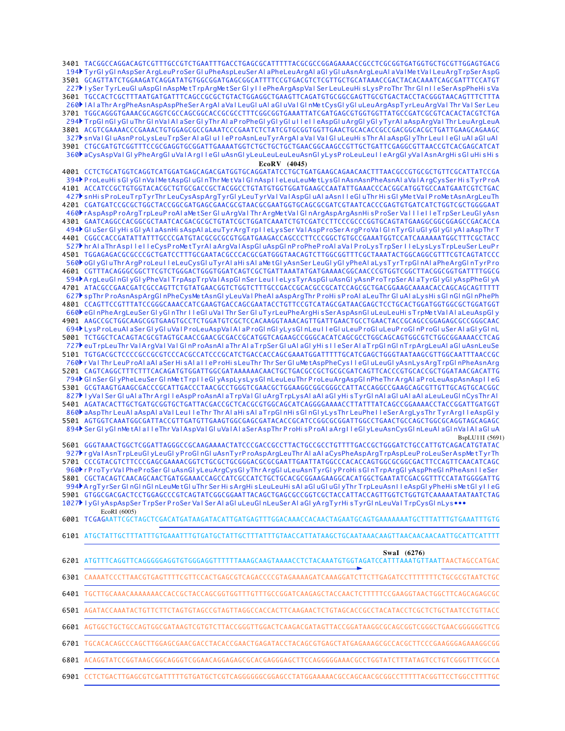```
3401 TACGGCCAGGACAGTCGTTTGCCGTCTGAATTTGACCTGAGCGCATTTTTACGCGCCGGAGAAAACCGCCTCGCGGTGATGGTGCTGCGTTGGAGTGACG
 194▶ TyrGlyGlnAspSerArgLeuProSerGluPheAspLeuSerAlaPheLeuArgAlaGlyGluAsnArgLeuAlaValMetValLeuArgTrpSerAspG
3501 GCAGTTATCTGGAAGATCAGGATATGTGGCGGATGAGCGGCATTTTCCGTGACGTCTCGTTGCTGCATAAACCGACTACACAAATCAGCGATTTCCATGT
 227▶ lySerTyrLeuGluAspGlnAspMetTrpArgMetSerGlyIlePheArgAspValSerLeuLeuHisLysProThrThrGlnIleSerAspPheHisVa
3601 TGCCACTCGCTTTAATGATGATTTCAGCCGCGCTGTACTGGAGGCTGAAGTTCAGATGTGCGGCGAGTTGCGTGACTACCTACGGGTAACAGTTTCTTTA
 260▶ lAlaThrArgPheAsnAspAspPheSerArgAlaValLeuGluAlaGluValGlnMetCysGlyGluLeuArgAspTyrLeuArgValThrValSerLeu
3701 TGGCAGGGTGAAACGCAGGTCGCCAGCGGCACCGCGCCTTTCGGCGGTGAAATTATCGATGAGCGTGGTGGTTATGCCGATCGCGTCACACTACGTCTGA
 294▶ TrpGlnGlyGluThrGlnValAlaSerGlyThrAlaProPheGlyGlyGluIleIleAspGluArgGlyGlyTyrAlaAspArgValThrLeuArgLeuA
3801 ACGTCGAAAACCCGAAACTGTGGAGCGCCGAAATCCCGAATCTCTATCGTGCGGTGGTTGAACTGCACACCGCCGACGGCACGCTGATTGAAGCAGAAGC
 327▶ snValGluAsnProLysLeuTrpSerAlaGluIleProAsnLeuTyrArgAlaValValGluLeuHisThrAlaAspGlyThrLeuIleGluAlaGluAl
3901 CTGCGATGTCGGTTTCCGCGAGGTGCGGATTGAAAATGGTCTGCTGCTGCTGAACGGCAAGCCGTTGCTGATTCGAGGCGTTAACCGTCACGAGCATCAT
 360▶ aCysAspValGlyPheArgGluValArgIleGluAsnGlyLeuLeuLeuLeuAsnGlyLysProLeuLeuIleArgGlyValAsnArgHisGluHisHis
                                                  EcoRV (4045)
4001 CCTCTGCATGGTCAGGTCATGGATGAGCAGACGATGGTGCAGGATATCCTGCTGATGAAGCAGAACAACTTTAACGCCGTGCGCTGTTCGCATTATCCGA
 394▶ ProLeuHisGlyGlnValMetAspGluGlnThrMetValGlnAspIleLeuLeuMetLysGlnAsnAsnPheAsnAlaValArgCysSerHisTyrProA
4101 ACCATCCGCTGTGGTACACGCTGTGCGACCGCTACGGCCTGTATGTGGTGGATGAAGCCAATATTGAAACCCACGGCATGGTGCCAATGAATCGTCTGAC
 427▶ snHisProLeuTrpTyrThrLeuCysAspArgTyrGlyLeuTyrValValAspGluAlaAsnIleGluThrHisGlyMetValProMetAsnArgLeuTh
4201 CGATGATCCGCGCTGGCTACCGGCGATGAGCGAACGCGTAACGCGAATGGTGCAGCGCGATCGTAATCACCCGAGTGTGATCATCTGGTCGCTGGGGAAT
 460▶ rAspAspProArgTrpLeuProAlaMetSerGluArgValThrArgMetValGlnArgAspArgAsnHisProSerValIleIleTrpSerLeuGlyAsn
4301 GAATCAGGCCACGGCGCTAATCACGACGCGCTGTATCGCTGGATCAAATCTGTCGATCCTTCCCGCCCGGTGCAGTATGAAGGCGGCGGAGCCGACACCA
 494▶ GluSerGlyHisGlyAlaAsnHisAspAlaLeuTyrArgTrpIleLysSerValAspProSerArgProValGlnTyrGluGlyGlyGlyAlaAspThrT
4401 CGGCCACCGATATTATTTGCCCGATGTACGCGCGCGTGGATGAAGACCAGCCCTTCCCGGCTGTGCCGAAATGGTCCATCAAAAAATGGCTTTCGCTACC
 527▶ hrAlaThrAspIleIleCysProMetTyrAlaArgValAspGluAspGlnProPheProAlaValProLysTrpSerIleLysLysTrpLeuSerLeuPr
4501 TGGAGAGACGCGCCCGCTGATCCTTTGCGAATACGCCCACGCGATGGGTAACAGTCTTGGCGGTTTCGCTAAATACTGGCAGGCGTTTCGTCAGTATCCC
 560▶ oGlyGluThrArgProLeuIleLeuCysGluTyrAlaHisAlaMetGlyAsnSerLeuGlyGlyPheAlaLysTyrTrpGlnAlaPheArgGlnTyrPro
4601 CGTTTACAGGGCGGCTTCGTCTGGGACTGGGTGGATCAGTCGCTGATTAAATATGATGAAAACGGCAACCCGTGGTCGGCTTACGGCGGTGATTTTGGCG
 594▶ ArgLeuGlnGlyGlyPheValTrpAspTrpValAspGlnSerLeuIleLysTyrAspGluAsnGlyAsnProTrpSerAlaTyrGlyGlyAspPheGlyA
4701 ATACGCCGAACGATCGCCAGTTCTGTATGAACGGTCTGGTCTTTGCCGACCGCACGCCGCATCCAGCGCTGACGGAAGCAAAACACCAGCAGCAGTTTTT
 627▶ spThrProAsnAspArgGlnPheCysMetAsnGlyLeuValPheAlaAspArgThrProHisProAlaLeuThrGluAlaLysHisGlnGlnGlnPhePh
4801 CCAGTTCCGTTTATCCGGGCAAACCATCGAAGTGACCAGCGAATACCTGTTCCGTCATAGCGATAACGAGCTCCTGCACTGGATGGTGGCGCTGGATGGT
 660▶ eGlnPheArgLeuSerGlyGlnThrIleGluValThrSerGluTyrLeuPheArgHisSerAspAsnGluLeuLeuHisTrpMetValAlaLeuAspGly
4901 AAGCCGCTGGCAAGCGGTGAAGTGCCTCTGGATGTCGCTCCACAAGGTAAACAGTTGATTGAACTGCCTGAACTACCGCAGCCGGAGAGCGCCGGGCAAC
 694▶ LysProLeuAlaSerGlyGluValProLeuAspValAlaProGlnGlyLysGlnLeuIleGluLeuProGluLeuProGlnProGluSerAlaGlyGlnL
5001 TCTGGCTCACAGTACGCGTAGTGCAACCGAACGCGACCGCATGGTCAGAAGCCGGGCACATCAGCGCCTGGCAGCAGTGGCGTCTGGCGGAAAACCTCAG
 727▶ euTrpLeuThrValArgValValGlnProAsnAlaThrAlaTrpSerGluAlaGlyHisIleSerAlaTrpGlnGlnTrpArgLeuAlaGluAsnLeuSe
5101 TGTGACGCTCCCCGCCGCGTCCCACGCCATCCCGCATCTGACCACCAGCGAAATGGATTTTTGCATCGAGCTGGGTAATAAGCGTTGGCAATTTAACCGC
 760▶ rValThrLeuProAlaAlaSerHisAlaIleProHisLeuThrThrSerGluMetAspPheCysIleGluLeuGlyAsnLysArgTrpGlnPheAsnArg
5201 CAGTCAGGCTTTCTTTCACAGATGTGGATTGGCGATAAAAAACAACTGCTGACGCCGCTGCGCGATCAGTTCACCCGTGCACCGCTGGATAACGACATTG
 794▶ GlnSerGlyPheLeuSerGlnMetTrpIleGlyAspLysLysGlnLeuLeuThrProLeuArgAspGlnPheThrArgAlaProLeuAspAsnAspIleG
5301 GCGTAAGTGAAGCGACCCGCATTGACCCTAACGCCTGGGTCGAACGCTGGAAGGCGGCGGGCCATTACCAGGCCGAAGCAGCGTTGTTGCAGTGCACGGC
 827▶ lyValSerGluAlaThrArgIleAspProAsnAlaTrpValGluArgTrpLysAlaAlaGlyHisTyrGlnAlaGluAlaAlaLeuLeuGlnCysThrAl
5401 AGATACACTTGCTGATGCGGTGCTGATTACGACCGCTCACGCGTGGCAGCATCAGGGGAAAACCTTATTTATCAGCCGGAAAACCTACCGGATTGATGGT
 860▶ aAspThrLeuAlaAspAlaValLeuIleThrThrAlaHisAlaTrpGlnHisGlnGlyLysThrLeuPheIleSerArgLysThrTyrArgIleAspGly
5501 AGTGGTCAAATGGCGATTACCGTTGATGTTGAAGTGGCGAGCGATACACCGCATCCGGCGCGGATTGGCCTGAACTGCCAGCTGGCGCAGGTAGCAGAGC
 894▶ SerGlyGlnMetAlaIleThrValAspValGluValAlaSerAspThrProHisProAlaArgIleGlyLeuAsnCysGlnLeuAlaGlnValAlaGluA
                                                                                          BspLU11I (5691)
5601 GGGTAAACTGGCTCGGATTAGGGCCGCAAGAAAACTATCCCGACCGCCTTACTGCCGCCTGTTTTGACCGCTGGGATCTGCCATTGTCAGACATGTATAC
 927▶ rgValAsnTrpLeuGlyLeuGlyProGlnGluAsnTyrProAspArgLeuThrAlaAlaCysPheAspArgTrpAspLeuProLeuSerAspMetTyrTh
5701 CCCGTACGTCTTCCCGAGCGAAAACGGTCTGCGCTGCGGGACGCGCGAATTGAATTATGGCCCACACCAGTGGCGCGGCGACTTCCAGTTCAACATCAGC
 960▶ rProTyrValPheProSerGluAsnGlyLeuArgCysGlyThrArgGluLeuAsnTyrGlyProHisGlnTrpArgGlyAspPheGlnPheAsnIleSer
5801 CGCTACAGTCAACAGCAACTGATGGAAACCAGCCATCGCCATCTGCTGCACGCGGAAGAAGGCACATGGCTGAATATCGACGGTTTCCATATGGGGATTG
 994▶ ArgTyrSerGlnGlnGlnLeuMetGluThrSerHisArgHisLeuLeuHisAlaGluGluGlyThrTrpLeuAsnIleAspGlyPheHisMetGlyIleG
5901 GTGGCGACGACTCCTGGAGCCCGTCAGTATCGGCGGAATTACAGCTGAGCGCCGGTCGCTACCATTACCAGTTGGTCTGGTGTCAAAAATAATAATCTAG
1027▶ lyGlyAspAspSerTrpSerProSerValSerAlaGluLeuGlnLeuSerAlaGlyArgTyrHisTyrGlnLeuValTrpCysGlnLys•••
     EcoRI (6005)
6001 TCGAGAATTCGCTAGCTCGACATGATAAGATACATTGATGAGTTTGGACAAACCACAACTAGAATGCAGTGAAAAAAATGCTTTATTTGTGAAATTTGTG
6101 ATGCTATTGCTTTATTTGTGAAATTTGTGATGCTATTGCTTTATTTGTAACCATTATAAGCTGCAATAAACAAGTTAACAACAACAATTGCATTCATTTT
                                                                                  SwaI (6276)
6201 ATGTTTCAGGTTCAGGGGGAGGTGTGGGAGGTTTTTTAAAGCAAGTAAAACCTCTACAAATGTGGTAGATCCATTTAAATGTTAATTAACTAGCCATGAC
6301 CAAAATCCCTTAACGTGAGTTTTCGTTCCACTGAGCGTCAGACCCCGTAGAAAAGATCAAAGGATCTTCTTGAGATCCTTTTTTTCTGCGCGTAATCTGC
6401 TGCTTGCAAACAAAAAAACCACCGCTACCAGCGGTGGTTTGTTTGCCGGATCAAGAGCTACCAACTCTTTTTCCGAAGGTAACTGGCTTCAGCAGAGCGC
6501 AGATACCAAATACTGTTCTTCTAGTGTAGCCGTAGTTAGGCCACCACTTCAAGAACTCTGTAGCACCGCCTACATACCTCGCTCTGCTAATCCTGTTACC
6601 AGTGGCTGCTGCCAGTGGCGATAAGTCGTGTCTTACCGGGTTGGACTCAAGACGATAGTTACCGGATAAGGCGCAGCGGTCGGGCTGAACGGGGGGTTCG
6701 TGCACACAGCCCAGCTTGGAGCGAACGACCTACACCGAACTGAGATACCTACAGCGTGAGCTATGAGAAAGCGCCACGCTTCCCGAAGGGAGAAAGGCGG
6801 ACAGGTATCCGGTAAGCGGCAGGGTCGGAACAGGAGAGCGCACGAGGGAGCTTCCAGGGGGAAACGCCTGGTATCTTTATAGTCCTGTCGGGTTTCGCCA
6901 CCTCTGACTTGAGCGTCGATTTTTGTGATGCTCGTCAGGGGGGCGGAGCCTATGGAAAAACGCCAGCAACGCGGCCTTTTTACGGTTCCTGGCCTTTTGC
```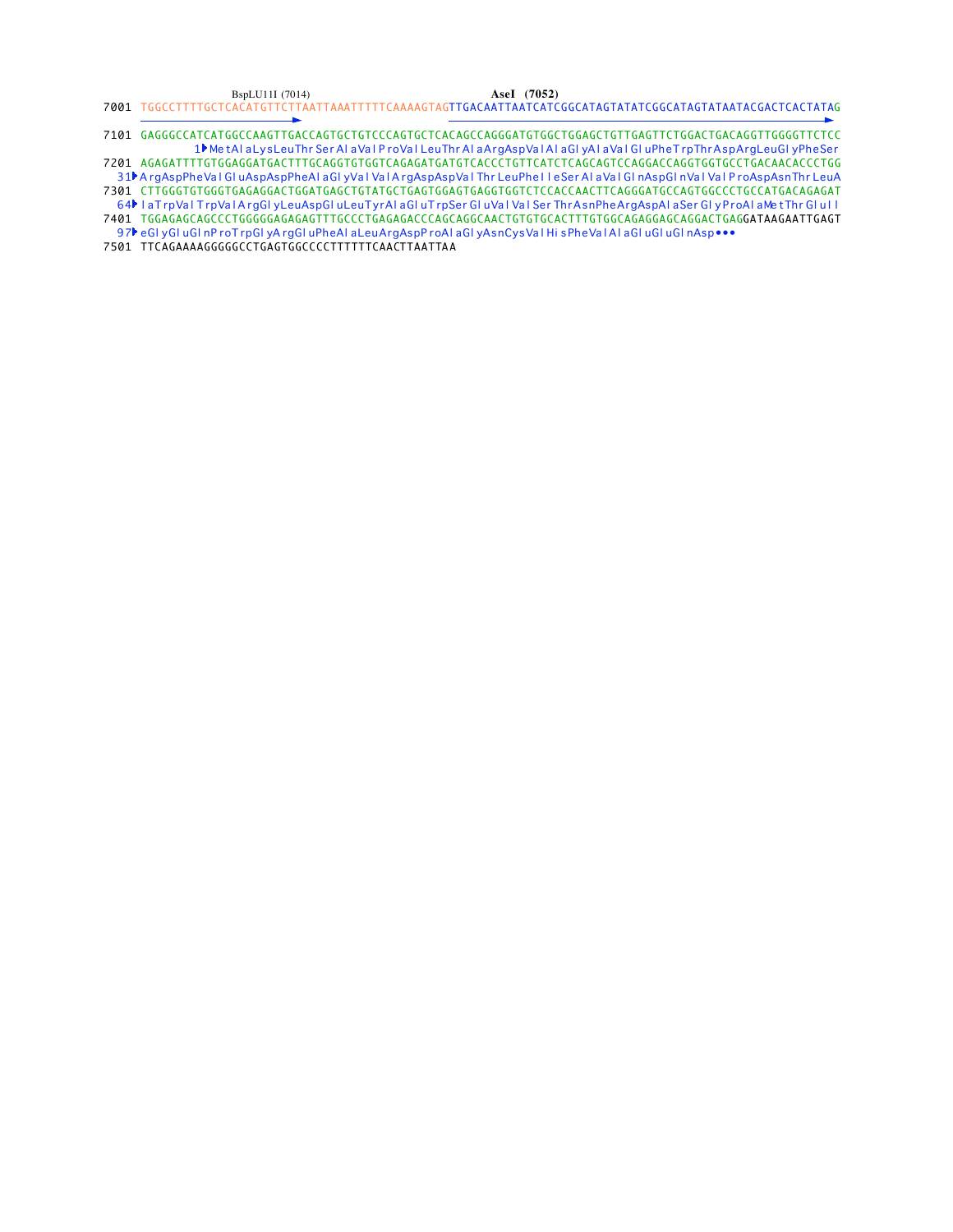```
                    BspLU11I (7014)                              AseI  (7052)
7001 TGGCCTTTTGCTCACATGTTCTTAATTAAATTTTTCAAAAGTAGTTGACAATTAATCATCGGCATAGTATATCGGCATAGTATAATACGACTCACTATAG

7101 GAGGGCCATCATGGCCAAGTTGACCAGTGCTGTCCCAGTGCTCACAGCCAGGGATGTGGCTGGAGCTGTTGAGTTCTGGACTGACAGGTTGGGGTTCTCC
              1▸MetAlaLysLeuThrSerAlaValProValLeuThrAlaArgAspValAlaGlyAlaValGluPheTrpThrAspArgLeuGlyPheSer
7201 AGAGATTTTGTGGAGGATGACTTTGCAGGTGTGGTCAGAGATGATGTCACCCTGTTCATCTCAGCAGTCCAGGACCAGGTGGTGCCTGACAACACCCTGG
  31▸ArgAspPheValGluAspAspPheAlaGlyValValArgAspAspValThrLeuPheIleSerAlaValGlnAspGlnValValProAspAsnThrLeuA
7301 CTTGGGTGTGGGTGAGAGGACTGGATGAGCTGTATGCTGAGTGGAGTGAGGTGGTCTCCACCAACTTCAGGGATGCCAGTGGCCCTGCCATGACAGAGAT
  64▸laTrpValTrpValArgGlyLeuAspGluLeuTyrAlaGluTrpSerGluValValSerThrAsnPheArgAspAlaSerGlyProAlaMetThrGluI
7401 TGGAGAGCAGCCCTGGGGGAGAGAGTTTGCCCTGAGAGACCCAGCAGGCAACTGTGTGCACTTTGTGGCAGAGGAGCAGGACTGAGGATAAGAATTGAGT
  97▸leGlyGluGlnProTrpGlyArgGluPheAlaLeuArgAspProAlaGlyAsnCysValHisPheValAlaGluGluGlnAsp•••
7501 TTCAGAAAAGGGGGCCTGAGTGGCCCCTTTTTTCAACTTAATTAA
```